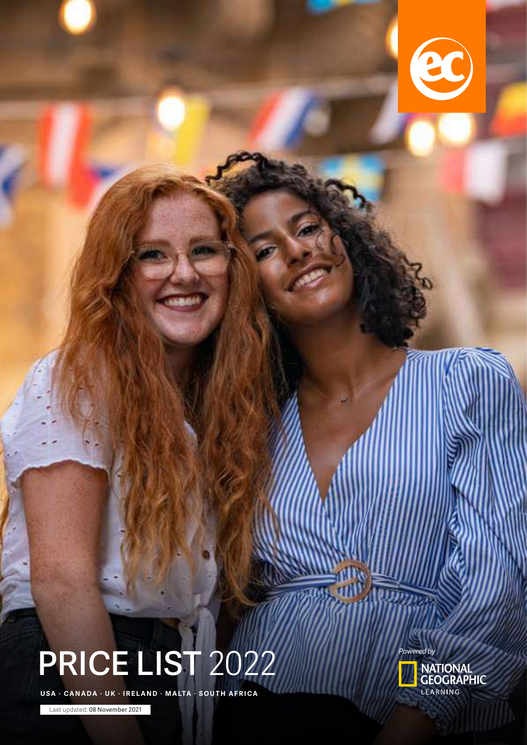# PRICE LIST 2022

USA · CANADA · UK · IRELAND · MALTA · SOUTH AFRICA

Last updated: **08 November 2021**

*Powered by*

NATIONAL GEOGRAPHIC LEARNING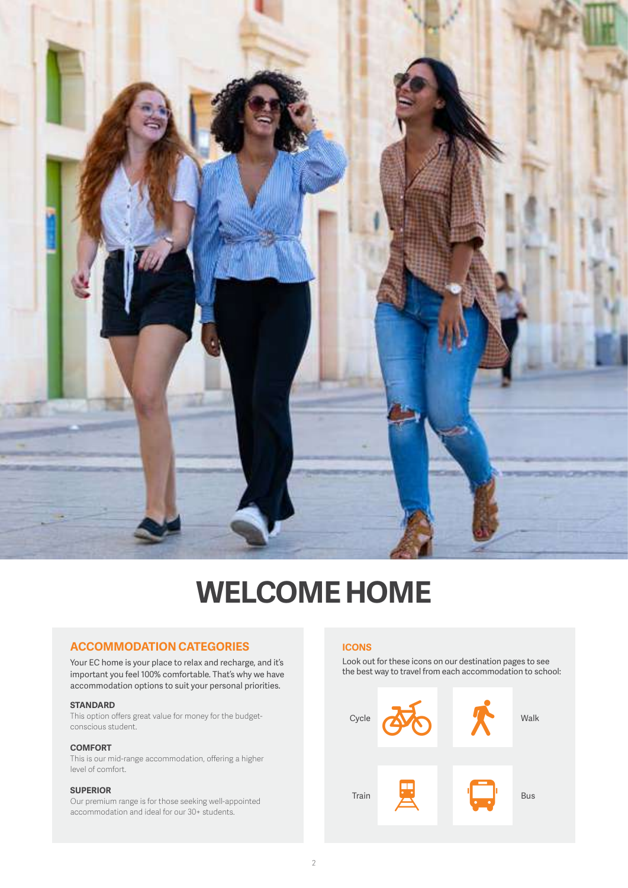# WELCOME HOME

## ACCOMMODATION CATEGORIES

Your EC home is your place to relax and recharge, and it's important you feel 100% comfortable. That's why we have accommodation options to suit your personal priorities.

**STANDARD**
This option offers great value for money for the budget-conscious student.

**COMFORT**
This is our mid-range accommodation, offering a higher level of comfort.

**SUPERIOR**
Our premium range is for those seeking well-appointed accommodation and ideal for our 30+ students.

## ICONS

Look out for these icons on our destination pages to see the best way to travel from each accommodation to school:

- Cycle
- Walk
- Train
- Bus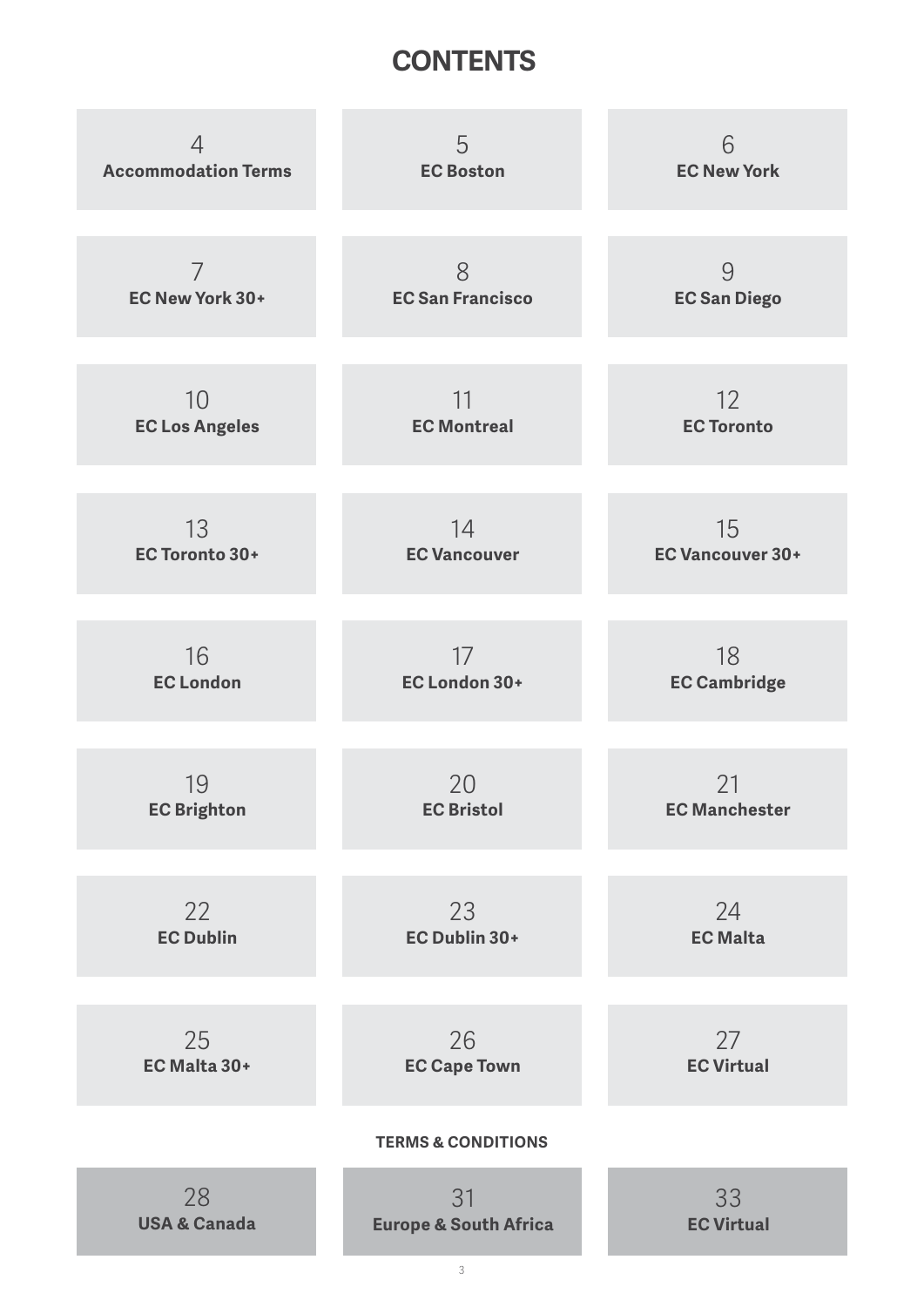# CONTENTS

- 4 **Accommodation Terms**
- 5 **EC Boston**
- 6 **EC New York**
- 7 **EC New York 30+**
- 8 **EC San Francisco**
- 9 **EC San Diego**
- 10 **EC Los Angeles**
- 11 **EC Montreal**
- 12 **EC Toronto**
- 13 **EC Toronto 30+**
- 14 **EC Vancouver**
- 15 **EC Vancouver 30+**
- 16 **EC London**
- 17 **EC London 30+**
- 18 **EC Cambridge**
- 19 **EC Brighton**
- 20 **EC Bristol**
- 21 **EC Manchester**
- 22 **EC Dublin**
- 23 **EC Dublin 30+**
- 24 **EC Malta**
- 25 **EC Malta 30+**
- 26 **EC Cape Town**
- 27 **EC Virtual**

## TERMS & CONDITIONS

- 28 **USA & Canada**
- 31 **Europe & South Africa**
- 33 **EC Virtual**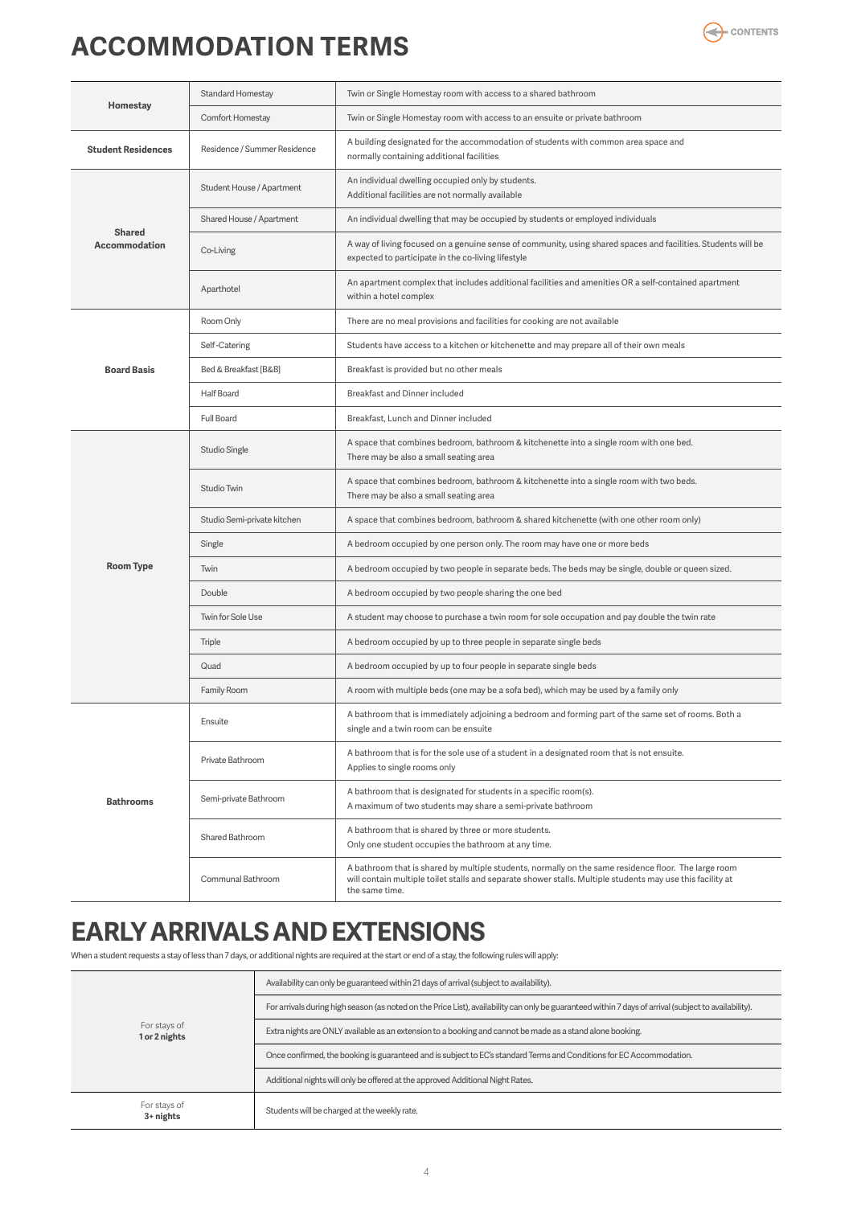# ACCOMMODATION TERMS

| | | |
|---|---|---|
| **Homestay** | Standard Homestay | Twin or Single Homestay room with access to a shared bathroom |
| | Comfort Homestay | Twin or Single Homestay room with access to an ensuite or private bathroom |
| **Student Residences** | Residence / Summer Residence | A building designated for the accommodation of students with common area space and normally containing additional facilities |
| **Shared Accommodation** | Student House / Apartment | An individual dwelling occupied only by students. Additional facilities are not normally available |
| | Shared House / Apartment | An individual dwelling that may be occupied by students or employed individuals |
| | Co-Living | A way of living focused on a genuine sense of community, using shared spaces and facilities. Students will be expected to participate in the co-living lifestyle |
| | Aparthotel | An apartment complex that includes additional facilities and amenities OR a self-contained apartment within a hotel complex |
| **Board Basis** | Room Only | There are no meal provisions and facilities for cooking are not available |
| | Self-Catering | Students have access to a kitchen or kitchenette and may prepare all of their own meals |
| | Bed & Breakfast [B&B] | Breakfast is provided but no other meals |
| | Half Board | Breakfast and Dinner included |
| | Full Board | Breakfast, Lunch and Dinner included |
| **Room Type** | Studio Single | A space that combines bedroom, bathroom & kitchenette into a single room with one bed. There may be also a small seating area |
| | Studio Twin | A space that combines bedroom, bathroom & kitchenette into a single room with two beds. There may be also a small seating area |
| | Studio Semi-private kitchen | A space that combines bedroom, bathroom & shared kitchenette (with one other room only) |
| | Single | A bedroom occupied by one person only. The room may have one or more beds |
| | Twin | A bedroom occupied by two people in separate beds. The beds may be single, double or queen sized. |
| | Double | A bedroom occupied by two people sharing the one bed |
| | Twin for Sole Use | A student may choose to purchase a twin room for sole occupation and pay double the twin rate |
| | Triple | A bedroom occupied by up to three people in separate single beds |
| | Quad | A bedroom occupied by up to four people in separate single beds |
| | Family Room | A room with multiple beds (one may be a sofa bed), which may be used by a family only |
| **Bathrooms** | Ensuite | A bathroom that is immediately adjoining a bedroom and forming part of the same set of rooms. Both a single and a twin room can be ensuite |
| | Private Bathroom | A bathroom that is for the sole use of a student in a designated room that is not ensuite. Applies to single rooms only |
| | Semi-private Bathroom | A bathroom that is designated for students in a specific room(s). A maximum of two students may share a semi-private bathroom |
| | Shared Bathroom | A bathroom that is shared by three or more students. Only one student occupies the bathroom at any time. |
| | Communal Bathroom | A bathroom that is shared by multiple students, normally on the same residence floor. The large room will contain multiple toilet stalls and separate shower stalls. Multiple students may use this facility at the same time. |

# EARLY ARRIVALS AND EXTENSIONS

When a student requests a stay of less than 7 days, or additional nights are required at the start or end of a stay, the following rules will apply:

| | |
|---|---|
| For stays of **1 or 2 nights** | Availability can only be guaranteed within 21 days of arrival (subject to availability). |
| | For arrivals during high season (as noted on the Price List), availability can only be guaranteed within 7 days of arrival (subject to availability). |
| | Extra nights are ONLY available as an extension to a booking and cannot be made as a stand alone booking. |
| | Once confirmed, the booking is guaranteed and is subject to EC's standard Terms and Conditions for EC Accommodation. |
| | Additional nights will only be offered at the approved Additional Night Rates. |
| For stays of **3+ nights** | Students will be charged at the weekly rate. |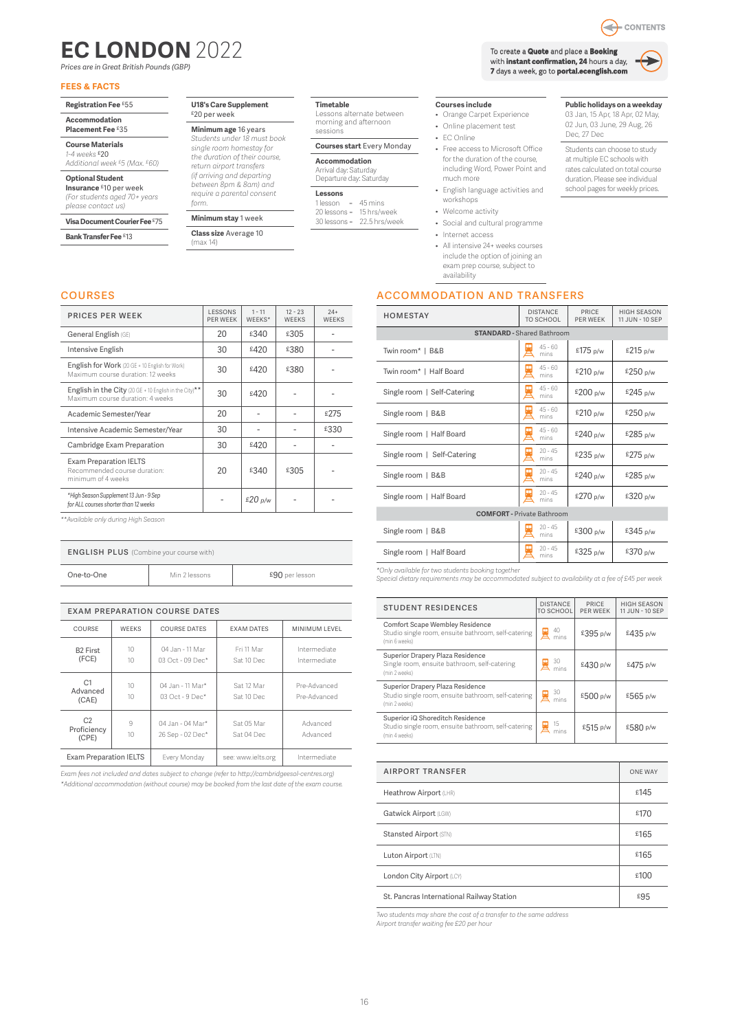# EC LONDON 2022

*Prices are in Great British Pounds (GBP)*

CONTENTS

To create a **Quote** and place a **Booking** with **instant confirmation, 24** hours a day, **7** days a week, go to **portal.ecenglish.com**

## FEES & FACTS

**Registration Fee** £55

**Accommodation Placement Fee** £35

**Course Materials**
1-4 weeks £20
*Additional week £5 (Max. £60)*

**Optional Student Insurance** £10 per week
*(For students aged 70+ years please contact us)*

**Visa Document Courier Fee** £75

**Bank Transfer Fee** £13

**U18's Care Supplement**
£20 per week

**Minimum age** 16 years
*Students under 18 must book single room homestay for the duration of their course, return airport transfers (if arriving and departing between 8pm & 8am) and require a parental consent form.*

**Minimum stay** 1 week

**Class size** Average 10
(max 14)

**Timetable**
Lessons alternate between morning and afternoon sessions

**Courses start** Every Monday

**Accommodation**
Arrival day: Saturday
Departure day: Saturday

**Lessons**
1 lesson = 45 mins
20 lessons = 15 hrs/week
30 lessons = 22.5 hrs/week

**Courses include**
- Orange Carpet Experience
- Online placement test
- EC Online
- Free access to Microsoft Office for the duration of the course, including Word, Power Point and much more
- English language activities and workshops
- Welcome activity
- Social and cultural programme
- Internet access
- All intensive 24+ weeks courses include the option of joining an exam prep course, subject to availability

**Public holidays on a weekday**
03 Jan, 15 Apr, 18 Apr, 02 May, 02 Jun, 03 June, 29 Aug, 26 Dec, 27 Dec

Students can choose to study at multiple EC schools with rates calculated on total course duration. Please see individual school pages for weekly prices.

## COURSES

| PRICES PER WEEK | LESSONS PER WEEK | 1 - 11 WEEKS* | 12 - 23 WEEKS | 24+ WEEKS |
|---|---|---|---|---|
| General English (GE) | 20 | £340 | £305 | - |
| Intensive English | 30 | £420 | £380 | - |
| English for Work (20 GE + 10 English for Work) Maximum course duration: 12 weeks | 30 | £420 | £380 | - |
| English in the City (20 GE + 10 English in the City)** Maximum course duration: 4 weeks | 30 | £420 | - | - |
| Academic Semester/Year | 20 | - | - | £275 |
| Intensive Academic Semester/Year | 30 | - | - | £330 |
| Cambridge Exam Preparation | 30 | £420 | - | - |
| Exam Preparation IELTS Recommended course duration: minimum of 4 weeks | 20 | £340 | £305 | - |
| *High Season Supplement 13 Jun - 9 Sep for ALL courses shorter than 12 weeks* | - | £20 p/w | - | - |

*\*\*Available only during High Season*

| ENGLISH PLUS (Combine your course with) | | |
|---|---|---|
| One-to-One | Min 2 lessons | £90 per lesson |

| EXAM PREPARATION COURSE DATES | | | | |
|---|---|---|---|---|
| COURSE | WEEKS | COURSE DATES | EXAM DATES | MINIMUM LEVEL |
| B2 First (FCE) | 10<br>10 | 04 Jan - 11 Mar<br>03 Oct - 09 Dec* | Fri 11 Mar<br>Sat 10 Dec | Intermediate<br>Intermediate |
| C1 Advanced (CAE) | 10<br>10 | 04 Jan - 11 Mar*<br>03 Oct - 9 Dec* | Sat 12 Mar<br>Sat 10 Dec | Pre-Advanced<br>Pre-Advanced |
| C2 Proficiency (CPE) | 9<br>10 | 04 Jan - 04 Mar*<br>26 Sep - 02 Dec* | Sat 05 Mar<br>Sat 04 Dec | Advanced<br>Advanced |
| Exam Preparation IELTS | Every Monday | | see: www.ielts.org | Intermediate |

*Exam fees not included and dates subject to change (refer to http://cambridgeesol-centres.org)*
*\*Additional accommodation (without course) may be booked from the last date of the exam course.*

## ACCOMMODATION AND TRANSFERS

| HOMESTAY | DISTANCE TO SCHOOL | PRICE PER WEEK | HIGH SEASON 11 JUN - 10 SEP |
|---|---|---|---|
| **STANDARD** - Shared Bathroom | | | |
| Twin room* \| B&B | 45 - 60 mins | £175 p/w | £215 p/w |
| Twin room* \| Half Board | 45 - 60 mins | £210 p/w | £250 p/w |
| Single room \| Self-Catering | 45 - 60 mins | £200 p/w | £245 p/w |
| Single room \| B&B | 45 - 60 mins | £210 p/w | £250 p/w |
| Single room \| Half Board | 45 - 60 mins | £240 p/w | £285 p/w |
| Single room \| Self-Catering | 20 - 45 mins | £235 p/w | £275 p/w |
| Single room \| B&B | 20 - 45 mins | £240 p/w | £285 p/w |
| Single room \| Half Board | 20 - 45 mins | £270 p/w | £320 p/w |
| **COMFORT** - Private Bathroom | | | |
| Single room \| B&B | 20 - 45 mins | £300 p/w | £345 p/w |
| Single room \| Half Board | 20 - 45 mins | £325 p/w | £370 p/w |

*\*Only available for two students booking together*
*Special dietary requirements may be accommodated subject to availability at a fee of £45 per week*

| STUDENT RESIDENCES | DISTANCE TO SCHOOL | PRICE PER WEEK | HIGH SEASON 11 JUN - 10 SEP |
|---|---|---|---|
| Comfort Scape Wembley Residence<br>Studio single room, ensuite bathroom, self-catering (min 6 weeks) | 40 mins | £395 p/w | £435 p/w |
| Superior Drapery Plaza Residence<br>Single room, ensuite bathroom, self-catering (min 2 weeks) | 30 mins | £430 p/w | £475 p/w |
| Superior Drapery Plaza Residence<br>Studio single room, ensuite bathroom, self-catering (min 2 weeks) | 30 mins | £500 p/w | £565 p/w |
| Superior iQ Shoreditch Residence<br>Studio single room, ensuite bathroom, self-catering (min 4 weeks) | 15 mins | £515 p/w | £580 p/w |

| AIRPORT TRANSFER | ONE WAY |
|---|---|
| Heathrow Airport (LHR) | £145 |
| Gatwick Airport (LGW) | £170 |
| Stansted Airport (STN) | £165 |
| Luton Airport (LTN) | £165 |
| London City Airport (LCY) | £100 |
| St. Pancras International Railway Station | £95 |

*Two students may share the cost of a transfer to the same address*
*Airport transfer waiting fee £20 per hour*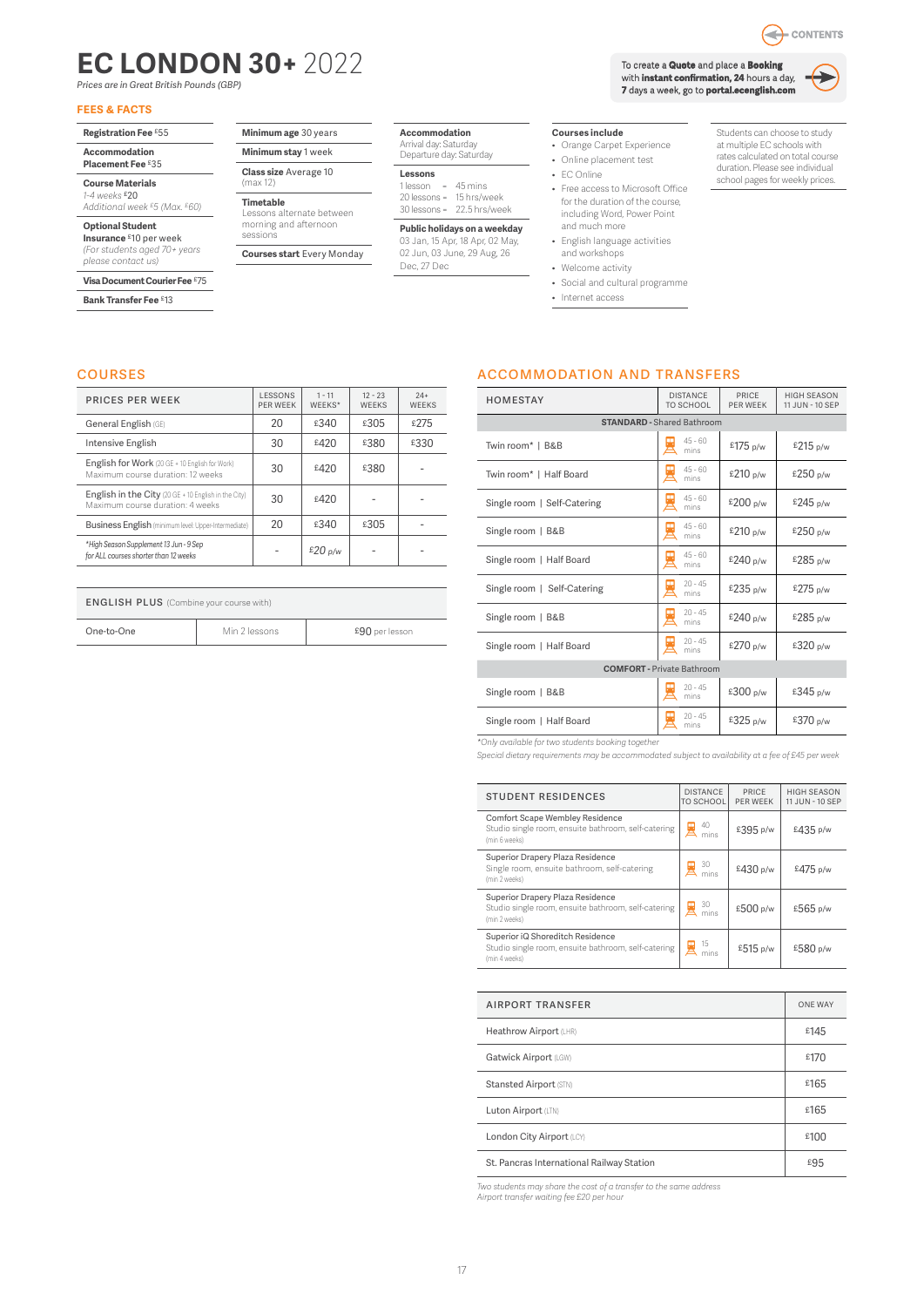# EC LONDON 30+ 2022

*Prices are in Great British Pounds (GBP)*

CONTENTS

To create a **Quote** and place a **Booking** with **instant confirmation, 24** hours a day, **7** days a week, go to **portal.ecenglish.com**

## FEES & FACTS

**Registration Fee** £55

**Accommodation Placement Fee** £35

**Course Materials**
1-4 weeks £20
*Additional week £5 (Max. £60)*

**Optional Student Insurance** £10 per week
*(For students aged 70+ years please contact us)*

**Visa Document Courier Fee** £75

**Bank Transfer Fee** £13

**Minimum age** 30 years

**Minimum stay** 1 week

**Class size** Average 10 (max 12)

**Timetable**
Lessons alternate between morning and afternoon sessions

**Courses start** Every Monday

**Accommodation**
Arrival day: Saturday
Departure day: Saturday

**Lessons**
1 lesson = 45 mins
20 lessons = 15 hrs/week
30 lessons = 22.5 hrs/week

**Public holidays on a weekday**
03 Jan, 15 Apr, 18 Apr, 02 May, 02 Jun, 03 June, 29 Aug, 26 Dec, 27 Dec

**Courses include**
- Orange Carpet Experience
- Online placement test
- EC Online
- Free access to Microsoft Office for the duration of the course, including Word, Power Point and much more
- English language activities and workshops
- Welcome activity
- Social and cultural programme
- Internet access

Students can choose to study at multiple EC schools with rates calculated on total course duration. Please see individual school pages for weekly prices.

## COURSES

| PRICES PER WEEK | LESSONS PER WEEK | 1 - 11 WEEKS* | 12 - 23 WEEKS | 24+ WEEKS |
|---|---|---|---|---|
| General English (GE) | 20 | £340 | £305 | £275 |
| Intensive English | 30 | £420 | £380 | £330 |
| English for Work (20 GE + 10 English for Work) Maximum course duration: 12 weeks | 30 | £420 | £380 | - |
| English in the City (20 GE + 10 English in the City) Maximum course duration: 4 weeks | 30 | £420 | - | - |
| Business English (minimum level: Upper-Intermediate) | 20 | £340 | £305 | - |
| *High Season Supplement 13 Jun - 9 Sep for ALL courses shorter than 12 weeks | - | £20 p/w | - | - |

| ENGLISH PLUS (Combine your course with) | | |
|---|---|---|
| One-to-One | Min 2 lessons | £90 per lesson |

## ACCOMMODATION AND TRANSFERS

| HOMESTAY | DISTANCE TO SCHOOL | PRICE PER WEEK | HIGH SEASON 11 JUN - 10 SEP |
|---|---|---|---|
| **STANDARD** - Shared Bathroom | | | |
| Twin room* \| B&B | 45 - 60 mins | £175 p/w | £215 p/w |
| Twin room* \| Half Board | 45 - 60 mins | £210 p/w | £250 p/w |
| Single room \| Self-Catering | 45 - 60 mins | £200 p/w | £245 p/w |
| Single room \| B&B | 45 - 60 mins | £210 p/w | £250 p/w |
| Single room \| Half Board | 45 - 60 mins | £240 p/w | £285 p/w |
| Single room \| Self-Catering | 20 - 45 mins | £235 p/w | £275 p/w |
| Single room \| B&B | 20 - 45 mins | £240 p/w | £285 p/w |
| Single room \| Half Board | 20 - 45 mins | £270 p/w | £320 p/w |
| **COMFORT** - Private Bathroom | | | |
| Single room \| B&B | 20 - 45 mins | £300 p/w | £345 p/w |
| Single room \| Half Board | 20 - 45 mins | £325 p/w | £370 p/w |

*\*Only available for two students booking together*
*Special dietary requirements may be accommodated subject to availability at a fee of £45 per week*

| STUDENT RESIDENCES | DISTANCE TO SCHOOL | PRICE PER WEEK | HIGH SEASON 11 JUN - 10 SEP |
|---|---|---|---|
| Comfort Scape Wembley Residence Studio single room, ensuite bathroom, self-catering (min 6 weeks) | 40 mins | £395 p/w | £435 p/w |
| Superior Drapery Plaza Residence Single room, ensuite bathroom, self-catering (min 2 weeks) | 30 mins | £430 p/w | £475 p/w |
| Superior Drapery Plaza Residence Studio single room, ensuite bathroom, self-catering (min 2 weeks) | 30 mins | £500 p/w | £565 p/w |
| Superior iQ Shoreditch Residence Studio single room, ensuite bathroom, self-catering (min 4 weeks) | 15 mins | £515 p/w | £580 p/w |

| AIRPORT TRANSFER | ONE WAY |
|---|---|
| Heathrow Airport (LHR) | £145 |
| Gatwick Airport (LGW) | £170 |
| Stansted Airport (STN) | £165 |
| Luton Airport (LTN) | £165 |
| London City Airport (LCY) | £100 |
| St. Pancras International Railway Station | £95 |

*Two students may share the cost of a transfer to the same address*
*Airport transfer waiting fee £20 per hour*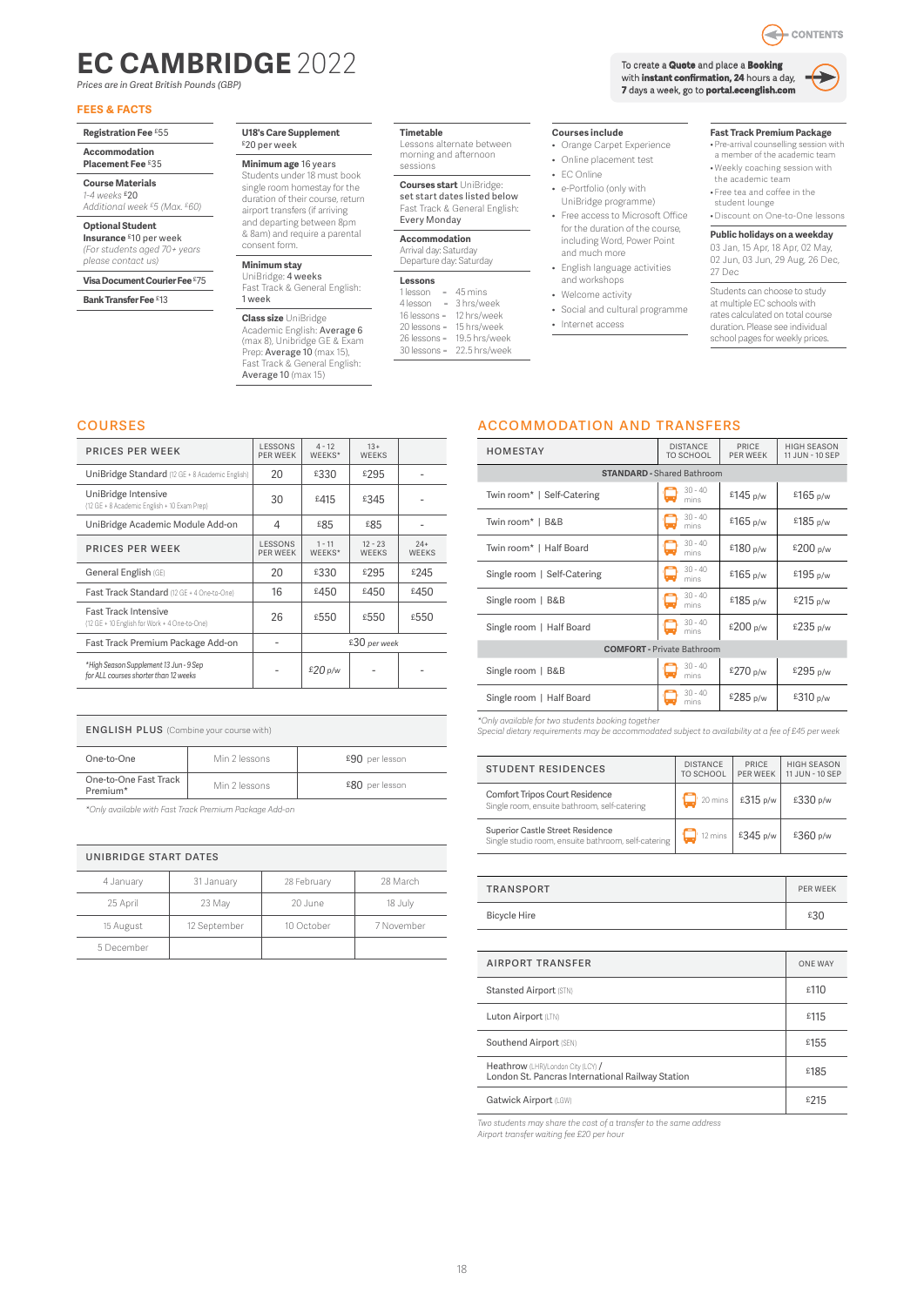CONTENTS

# EC CAMBRIDGE 2022

*Prices are in Great British Pounds (GBP)*

To create a **Quote** and place a **Booking** with **instant confirmation, 24** hours a day, **7** days a week, go to **portal.ecenglish.com**

## FEES & FACTS

**Registration Fee** £55

**Accommodation Placement Fee** £35

**Course Materials**
*1-4 weeks* £20
*Additional week* £5 *(Max. £60)*

**Optional Student Insurance** £10 per week
*(For students aged 70+ years please contact us)*

**Visa Document Courier Fee** £75

**Bank Transfer Fee** £13

**U18's Care Supplement**
£20 per week

**Minimum age** 16 years
Students under 18 must book single room homestay for the duration of their course, return airport transfers (if arriving and departing between 8pm & 8am) and require a parental consent form.

**Minimum stay**
UniBridge: 4 weeks
Fast Track & General English: 1 week

**Class size** UniBridge
Academic English: Average 6 (max 8), Unibridge GE & Exam Prep: Average 10 (max 15), Fast Track & General English: Average 10 (max 15)

**Timetable**
Lessons alternate between morning and afternoon sessions

**Courses start** UniBridge: set start dates listed below
Fast Track & General English: Every Monday

**Accommodation**
Arrival day: Saturday
Departure day: Saturday

**Lessons**
1 lesson = 45 mins
4 lesson = 3 hrs/week
16 lessons = 12 hrs/week
20 lessons = 15 hrs/week
26 lessons = 19.5 hrs/week
30 lessons = 22.5 hrs/week

**Courses include**
- Orange Carpet Experience
- Online placement test
- EC Online
- e-Portfolio (only with UniBridge programme)
- Free access to Microsoft Office for the duration of the course, including Word, Power Point and much more
- English language activities and workshops
- Welcome activity
- Social and cultural programme
- Internet access

**Fast Track Premium Package**
- Pre-arrival counselling session with a member of the academic team
- Weekly coaching session with the academic team
- Free tea and coffee in the student lounge
- Discount on One-to-One lessons

**Public holidays on a weekday**
03 Jan, 15 Apr, 18 Apr, 02 May, 02 Jun, 03 Jun, 29 Aug, 26 Dec, 27 Dec

Students can choose to study at multiple EC schools with rates calculated on total course duration. Please see individual school pages for weekly prices.

## COURSES

| PRICES PER WEEK | LESSONS PER WEEK | 4 - 12 WEEKS* | 13+ WEEKS | |
|---|---|---|---|---|
| UniBridge Standard (12 GE + 8 Academic English) | 20 | £330 | £295 | - |
| UniBridge Intensive (12 GE + 8 Academic English + 10 Exam Prep) | 30 | £415 | £345 | - |
| UniBridge Academic Module Add-on | 4 | £85 | £85 | - |
| **PRICES PER WEEK** | **LESSONS PER WEEK** | **1 - 11 WEEKS*** | **12 - 23 WEEKS** | **24+ WEEKS** |
| General English (GE) | 20 | £330 | £295 | £245 |
| Fast Track Standard (12 GE + 4 One-to-One) | 16 | £450 | £450 | £450 |
| Fast Track Intensive (12 GE + 10 English for Work + 4 One-to-One) | 26 | £550 | £550 | £550 |
| Fast Track Premium Package Add-on | - | £30 *per week* | | |
| *\*High Season Supplement 13 Jun - 9 Sep for ALL courses shorter than 12 weeks* | - | £20 *p/w* | - | - |

| ENGLISH PLUS (Combine your course with) | | |
|---|---|---|
| One-to-One | Min 2 lessons | £90 per lesson |
| One-to-One Fast Track Premium* | Min 2 lessons | £80 per lesson |

*\*Only available with Fast Track Premium Package Add-on*

| UNIBRIDGE START DATES | | | |
|---|---|---|---|
| 4 January | 31 January | 28 February | 28 March |
| 25 April | 23 May | 20 June | 18 July |
| 15 August | 12 September | 10 October | 7 November |
| 5 December | | | |

## ACCOMMODATION AND TRANSFERS

| HOMESTAY | DISTANCE TO SCHOOL | PRICE PER WEEK | HIGH SEASON 11 JUN - 10 SEP |
|---|---|---|---|
| **STANDARD** - Shared Bathroom | | | |
| Twin room* \| Self-Catering | 30 - 40 mins | £145 p/w | £165 p/w |
| Twin room* \| B&B | 30 - 40 mins | £165 p/w | £185 p/w |
| Twin room* \| Half Board | 30 - 40 mins | £180 p/w | £200 p/w |
| Single room \| Self-Catering | 30 - 40 mins | £165 p/w | £195 p/w |
| Single room \| B&B | 30 - 40 mins | £185 p/w | £215 p/w |
| Single room \| Half Board | 30 - 40 mins | £200 p/w | £235 p/w |
| **COMFORT** - Private Bathroom | | | |
| Single room \| B&B | 30 - 40 mins | £270 p/w | £295 p/w |
| Single room \| Half Board | 30 - 40 mins | £285 p/w | £310 p/w |

*\*Only available for two students booking together*
*Special dietary requirements may be accommodated subject to availability at a fee of £45 per week*

| STUDENT RESIDENCES | DISTANCE TO SCHOOL | PRICE PER WEEK | HIGH SEASON 11 JUN - 10 SEP |
|---|---|---|---|
| Comfort Tripos Court Residence<br>Single room, ensuite bathroom, self-catering | 20 mins | £315 p/w | £330 p/w |
| Superior Castle Street Residence<br>Single studio room, ensuite bathroom, self-catering | 12 mins | £345 p/w | £360 p/w |

| TRANSPORT | PER WEEK |
|---|---|
| Bicycle Hire | £30 |

| AIRPORT TRANSFER | ONE WAY |
|---|---|
| Stansted Airport (STN) | £110 |
| Luton Airport (LTN) | £115 |
| Southend Airport (SEN) | £155 |
| Heathrow (LHR)/London City (LCY) / London St. Pancras International Railway Station | £185 |
| Gatwick Airport (LGW) | £215 |

*Two students may share the cost of a transfer to the same address*
*Airport transfer waiting fee £20 per hour*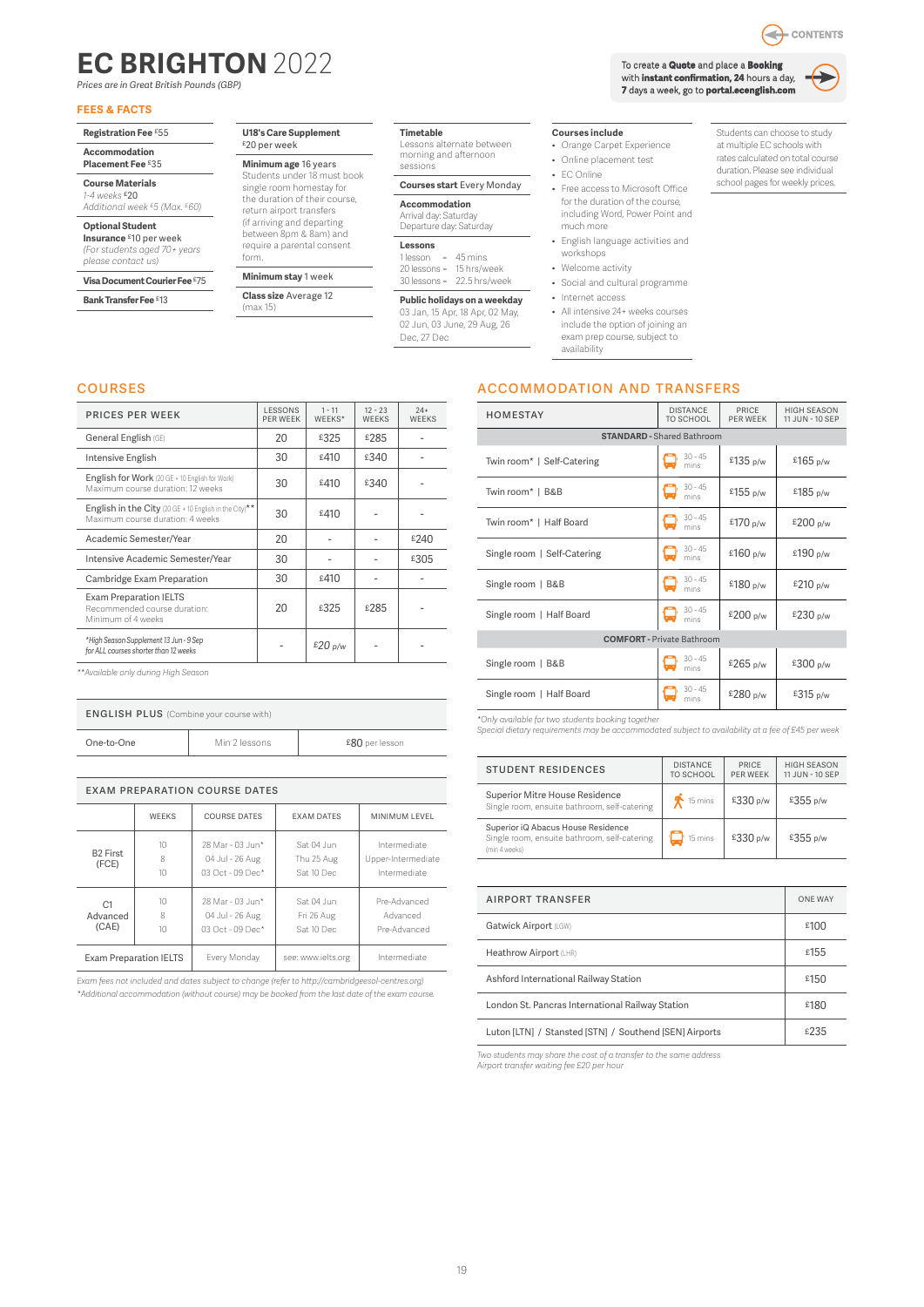# EC BRIGHTON 2022

*Prices are in Great British Pounds (GBP)*

To create a **Quote** and place a **Booking** with **instant confirmation, 24** hours a day, **7** days a week, go to **portal.ecenglish.com**

## FEES & FACTS

**Registration Fee** £55

**Accommodation Placement Fee** £35

**Course Materials**
*1-4 weeks* £20
*Additional week* £5 *(Max.* £60*)*

**Optional Student Insurance** £10 per week
*(For students aged 70+ years please contact us)*

**Visa Document Courier Fee** £75

**Bank Transfer Fee** £13

**U18's Care Supplement**
£20 per week

**Minimum age** 16 years
Students under 18 must book single room homestay for the duration of their course, return airport transfers (if arriving and departing between 8pm & 8am) and require a parental consent form.

**Minimum stay** 1 week

**Class size** Average 12 (max 15)

**Timetable**
Lessons alternate between morning and afternoon sessions

**Courses start** Every Monday

**Accommodation**
Arrival day: Saturday
Departure day: Saturday

**Lessons**
1 lesson = 45 mins
20 lessons = 15 hrs/week
30 lessons = 22.5 hrs/week

**Public holidays on a weekday**
03 Jan, 15 Apr, 18 Apr, 02 May, 02 Jun, 03 June, 29 Aug, 26 Dec, 27 Dec

**Courses include**
- Orange Carpet Experience
- Online placement test
- EC Online
- Free access to Microsoft Office for the duration of the course, including Word, Power Point and much more
- English language activities and workshops
- Welcome activity
- Social and cultural programme
- Internet access
- All intensive 24+ weeks courses include the option of joining an exam prep course, subject to availability

Students can choose to study at multiple EC schools with rates calculated on total course duration. Please see individual school pages for weekly prices.

## COURSES

| PRICES PER WEEK | LESSONS PER WEEK | 1 - 11 WEEKS* | 12 - 23 WEEKS | 24+ WEEKS |
|---|---|---|---|---|
| General English (GE) | 20 | £325 | £285 | - |
| Intensive English | 30 | £410 | £340 | - |
| English for Work (20 GE + 10 English for Work)<br>Maximum course duration: 12 weeks | 30 | £410 | £340 | - |
| English in the City (20 GE + 10 English in the City)**<br>Maximum course duration: 4 weeks | 30 | £410 | - | - |
| Academic Semester/Year | 20 | - | - | £240 |
| Intensive Academic Semester/Year | 30 | - | - | £305 |
| Cambridge Exam Preparation | 30 | £410 | - | - |
| Exam Preparation IELTS<br>Recommended course duration: Minimum of 4 weeks | 20 | £325 | £285 | - |
| *High Season Supplement 13 Jun - 9 Sep for ALL courses shorter than 12 weeks* | - | £20 p/w | - | - |

*\*\*Available only during High Season*

| ENGLISH PLUS (Combine your course with) | | |
|---|---|---|
| One-to-One | Min 2 lessons | £80 per lesson |

### EXAM PREPARATION COURSE DATES

| | WEEKS | COURSE DATES | EXAM DATES | MINIMUM LEVEL |
|---|---|---|---|---|
| B2 First (FCE) | 10<br>8<br>10 | 28 Mar - 03 Jun*<br>04 Jul - 26 Aug<br>03 Oct - 09 Dec* | Sat 04 Jun<br>Thu 25 Aug<br>Sat 10 Dec | Intermediate<br>Upper-Intermediate<br>Intermediate |
| C1 Advanced (CAE) | 10<br>8<br>10 | 28 Mar - 03 Jun*<br>04 Jul - 26 Aug<br>03 Oct - 09 Dec* | Sat 04 Jun<br>Fri 26 Aug<br>Sat 10 Dec | Pre-Advanced<br>Advanced<br>Pre-Advanced |
| Exam Preparation IELTS | Every Monday | see: www.ielts.org | | Intermediate |

*Exam fees not included and dates subject to change (refer to http://cambridgeesol-centres.org)*
*\*Additional accommodation (without course) may be booked from the last date of the exam course.*

## ACCOMMODATION AND TRANSFERS

| HOMESTAY | DISTANCE TO SCHOOL | PRICE PER WEEK | HIGH SEASON 11 JUN - 10 SEP |
|---|---|---|---|
| **STANDARD** - Shared Bathroom | | | |
| Twin room* \| Self-Catering | 30 - 45 mins | £135 p/w | £165 p/w |
| Twin room* \| B&B | 30 - 45 mins | £155 p/w | £185 p/w |
| Twin room* \| Half Board | 30 - 45 mins | £170 p/w | £200 p/w |
| Single room \| Self-Catering | 30 - 45 mins | £160 p/w | £190 p/w |
| Single room \| B&B | 30 - 45 mins | £180 p/w | £210 p/w |
| Single room \| Half Board | 30 - 45 mins | £200 p/w | £230 p/w |
| **COMFORT** - Private Bathroom | | | |
| Single room \| B&B | 30 - 45 mins | £265 p/w | £300 p/w |
| Single room \| Half Board | 30 - 45 mins | £280 p/w | £315 p/w |

*\*Only available for two students booking together*
*Special dietary requirements may be accommodated subject to availability at a fee of £45 per week*

| STUDENT RESIDENCES | DISTANCE TO SCHOOL | PRICE PER WEEK | HIGH SEASON 11 JUN - 10 SEP |
|---|---|---|---|
| Superior Mitre House Residence<br>Single room, ensuite bathroom, self-catering | 15 mins | £330 p/w | £355 p/w |
| Superior iQ Abacus House Residence<br>Single room, ensuite bathroom, self-catering (min 4 weeks) | 15 mins | £330 p/w | £355 p/w |

| AIRPORT TRANSFER | ONE WAY |
|---|---|
| Gatwick Airport (LGW) | £100 |
| Heathrow Airport (LHR) | £155 |
| Ashford International Railway Station | £150 |
| London St. Pancras International Railway Station | £180 |
| Luton [LTN] / Stansted [STN] / Southend [SEN] Airports | £235 |

*Two students may share the cost of a transfer to the same address*
*Airport transfer waiting fee £20 per hour*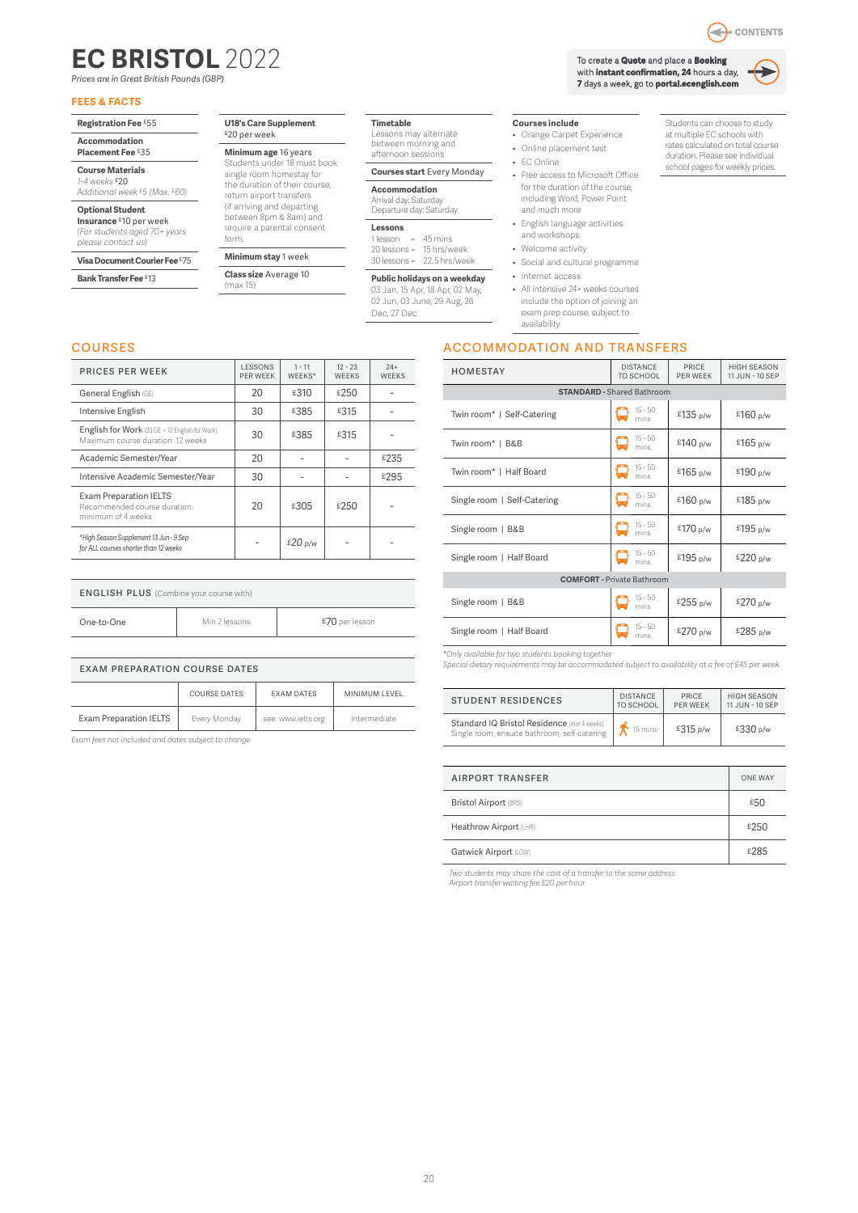CONTENTS

# EC BRISTOL 2022

*Prices are in Great British Pounds (GBP)*

To create a **Quote** and place a **Booking** with **instant confirmation, 24** hours a day, **7** days a week, go to **portal.ecenglish.com**

## FEES & FACTS

**Registration Fee** £55

**Accommodation Placement Fee** £35

**Course Materials**
*1-4 weeks* £20
*Additional week* £5 *(Max. £60)*

**Optional Student Insurance** £10 per week
*(For students aged 70+ years please contact us)*

**Visa Document Courier Fee** £75

**Bank Transfer Fee** £13

**U18's Care Supplement**
£20 per week

**Minimum age** 16 years
Students under 18 must book single room homestay for the duration of their course, return airport transfers (if arriving and departing between 8pm & 8am) and require a parental consent form.

**Minimum stay** 1 week

**Class size** Average 10 (max 15)

**Timetable**
Lessons may alternate between morning and afternoon sessions

**Courses start** Every Monday

**Accommodation**
Arrival day: Saturday
Departure day: Saturday

**Lessons**
1 lesson = 45 mins
20 lessons = 15 hrs/week
30 lessons = 22.5 hrs/week

**Public holidays on a weekday**
03 Jan, 15 Apr, 18 Apr, 02 May, 02 Jun, 03 June, 29 Aug, 26 Dec, 27 Dec

**Courses include**
- Orange Carpet Experience
- Online placement test
- EC Online
- Free access to Microsoft Office for the duration of the course, including Word, Power Point and much more
- English language activities and workshops
- Welcome activity
- Social and cultural programme
- Internet access
- All intensive 24+ weeks courses include the option of joining an exam prep course, subject to availability

Students can choose to study at multiple EC schools with rates calculated on total course duration. Please see individual school pages for weekly prices.

## COURSES

| PRICES PER WEEK | LESSONS PER WEEK | 1 - 11 WEEKS* | 12 - 23 WEEKS | 24+ WEEKS |
|---|---|---|---|---|
| General English (GE) | 20 | £310 | £250 | - |
| Intensive English | 30 | £385 | £315 | - |
| English for Work (20 GE + 10 English for Work) Maximum course duration: 12 weeks | 30 | £385 | £315 | - |
| Academic Semester/Year | 20 | - | - | £235 |
| Intensive Academic Semester/Year | 30 | - | - | £295 |
| Exam Preparation IELTS Recommended course duration: minimum of 4 weeks | 20 | £305 | £250 | - |
| *High Season Supplement 13 Jun - 9 Sep for ALL courses shorter than 12 weeks | - | £20 p/w | - | - |

| ENGLISH PLUS (Combine your course with) | | |
|---|---|---|
| One-to-One | Min 2 lessons | £70 per lesson |

| EXAM PREPARATION COURSE DATES | COURSE DATES | EXAM DATES | MINIMUM LEVEL |
|---|---|---|---|
| Exam Preparation IELTS | Every Monday | see: www.ielts.org | Intermediate |

*Exam fees not included and dates subject to change*

## ACCOMMODATION AND TRANSFERS

| HOMESTAY | DISTANCE TO SCHOOL | PRICE PER WEEK | HIGH SEASON 11 JUN - 10 SEP |
|---|---|---|---|
| **STANDARD** - Shared Bathroom | | | |
| Twin room* \| Self-Catering | 15 - 50 mins | £135 p/w | £160 p/w |
| Twin room* \| B&B | 15 - 50 mins | £140 p/w | £165 p/w |
| Twin room* \| Half Board | 15 - 50 mins | £165 p/w | £190 p/w |
| Single room \| Self-Catering | 15 - 50 mins | £160 p/w | £185 p/w |
| Single room \| B&B | 15 - 50 mins | £170 p/w | £195 p/w |
| Single room \| Half Board | 15 - 50 mins | £195 p/w | £220 p/w |
| **COMFORT** - Private Bathroom | | | |
| Single room \| B&B | 15 - 50 mins | £255 p/w | £270 p/w |
| Single room \| Half Board | 15 - 50 mins | £270 p/w | £285 p/w |

*\*Only available for two students booking together*
*Special dietary requirements may be accommodated subject to availability at a fee of £45 per week*

| STUDENT RESIDENCES | DISTANCE TO SCHOOL | PRICE PER WEEK | HIGH SEASON 11 JUN - 10 SEP |
|---|---|---|---|
| Standard IQ Bristol Residence (min 4 weeks) Single room, ensuite bathroom, self-catering | 15 mins | £315 p/w | £330 p/w |

| AIRPORT TRANSFER | ONE WAY |
|---|---|
| Bristol Airport (BRS) | £50 |
| Heathrow Airport (LHR) | £250 |
| Gatwick Airport (LGW) | £285 |

*Two students may share the cost of a transfer to the same address*
*Airport transfer waiting fee £20 per hour*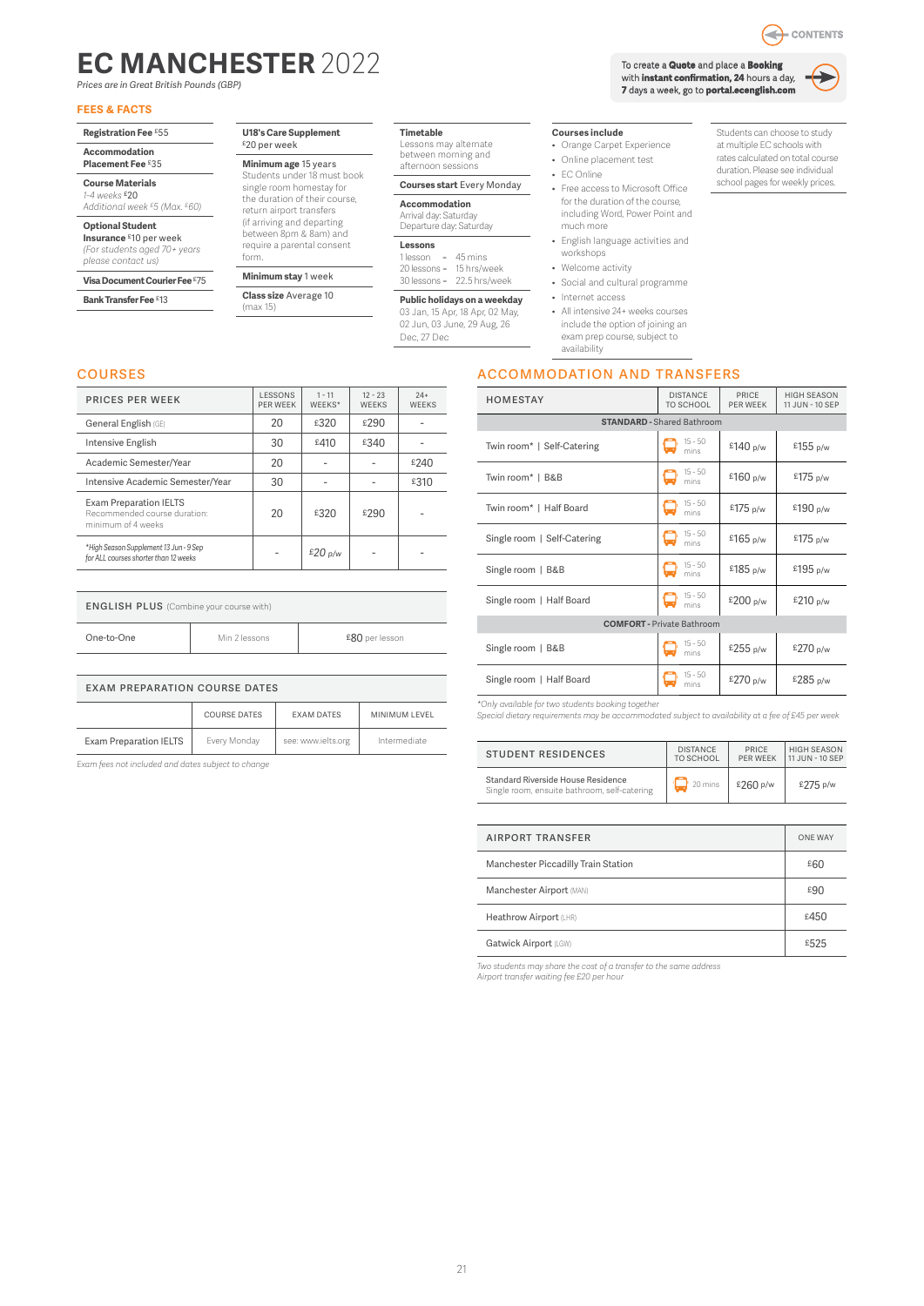CONTENTS

# EC MANCHESTER 2022

*Prices are in Great British Pounds (GBP)*

To create a **Quote** and place a **Booking** with **instant confirmation, 24** hours a day, **7** days a week, go to **portal.ecenglish.com**

## FEES & FACTS

**Registration Fee** £55

**Accommodation Placement Fee** £35

**Course Materials**
*1-4 weeks* £20
*Additional week* £5 *(Max.* £60*)*

**Optional Student Insurance** £10 per week
*(For students aged 70+ years please contact us)*

**Visa Document Courier Fee** £75

**Bank Transfer Fee** £13

**U18's Care Supplement**
£20 per week

**Minimum age** 15 years
Students under 18 must book single room homestay for the duration of their course, return airport transfers (if arriving and departing between 8pm & 8am) and require a parental consent form.

**Minimum stay** 1 week

**Class size** Average 10 (max 15)

**Timetable**
Lessons may alternate between morning and afternoon sessions

**Courses start** Every Monday

**Accommodation**
Arrival day: Saturday
Departure day: Saturday

**Lessons**
1 lesson = 45 mins
20 lessons = 15 hrs/week
30 lessons = 22.5 hrs/week

**Public holidays on a weekday**
03 Jan, 15 Apr, 18 Apr, 02 May, 02 Jun, 03 June, 29 Aug, 26 Dec, 27 Dec

**Courses include**
- Orange Carpet Experience
- Online placement test
- EC Online
- Free access to Microsoft Office for the duration of the course, including Word, Power Point and much more
- English language activities and workshops
- Welcome activity
- Social and cultural programme
- Internet access
- All intensive 24+ weeks courses include the option of joining an exam prep course, subject to availability

Students can choose to study at multiple EC schools with rates calculated on total course duration. Please see individual school pages for weekly prices.

## COURSES

| PRICES PER WEEK | LESSONS PER WEEK | 1 - 11 WEEKS* | 12 - 23 WEEKS | 24+ WEEKS |
|---|---|---|---|---|
| General English (GE) | 20 | £320 | £290 | - |
| Intensive English | 30 | £410 | £340 | - |
| Academic Semester/Year | 20 | - | - | £240 |
| Intensive Academic Semester/Year | 30 | - | - | £310 |
| Exam Preparation IELTS<br>Recommended course duration: minimum of 4 weeks | 20 | £320 | £290 | - |
| *\*High Season Supplement 13 Jun - 9 Sep for ALL courses shorter than 12 weeks* | - | £20 p/w | - | - |

| ENGLISH PLUS (Combine your course with) | | |
|---|---|---|
| One-to-One | Min 2 lessons | £80 per lesson |

| EXAM PREPARATION COURSE DATES | COURSE DATES | EXAM DATES | MINIMUM LEVEL |
|---|---|---|---|
| Exam Preparation IELTS | Every Monday | see: www.ielts.org | Intermediate |

*Exam fees not included and dates subject to change*

## ACCOMMODATION AND TRANSFERS

| HOMESTAY | DISTANCE TO SCHOOL | PRICE PER WEEK | HIGH SEASON 11 JUN - 10 SEP |
|---|---|---|---|
| **STANDARD** - Shared Bathroom | | | |
| Twin room* \| Self-Catering | 15 - 50 mins | £140 p/w | £155 p/w |
| Twin room* \| B&B | 15 - 50 mins | £160 p/w | £175 p/w |
| Twin room* \| Half Board | 15 - 50 mins | £175 p/w | £190 p/w |
| Single room \| Self-Catering | 15 - 50 mins | £165 p/w | £175 p/w |
| Single room \| B&B | 15 - 50 mins | £185 p/w | £195 p/w |
| Single room \| Half Board | 15 - 50 mins | £200 p/w | £210 p/w |
| **COMFORT** - Private Bathroom | | | |
| Single room \| B&B | 15 - 50 mins | £255 p/w | £270 p/w |
| Single room \| Half Board | 15 - 50 mins | £270 p/w | £285 p/w |

*\*Only available for two students booking together*
*Special dietary requirements may be accommodated subject to availability at a fee of £45 per week*

| STUDENT RESIDENCES | DISTANCE TO SCHOOL | PRICE PER WEEK | HIGH SEASON 11 JUN - 10 SEP |
|---|---|---|---|
| Standard Riverside House Residence<br>Single room, ensuite bathroom, self-catering | 20 mins | £260 p/w | £275 p/w |

| AIRPORT TRANSFER | ONE WAY |
|---|---|
| Manchester Piccadilly Train Station | £60 |
| Manchester Airport (MAN) | £90 |
| Heathrow Airport (LHR) | £450 |
| Gatwick Airport (LGW) | £525 |

*Two students may share the cost of a transfer to the same address*
*Airport transfer waiting fee £20 per hour*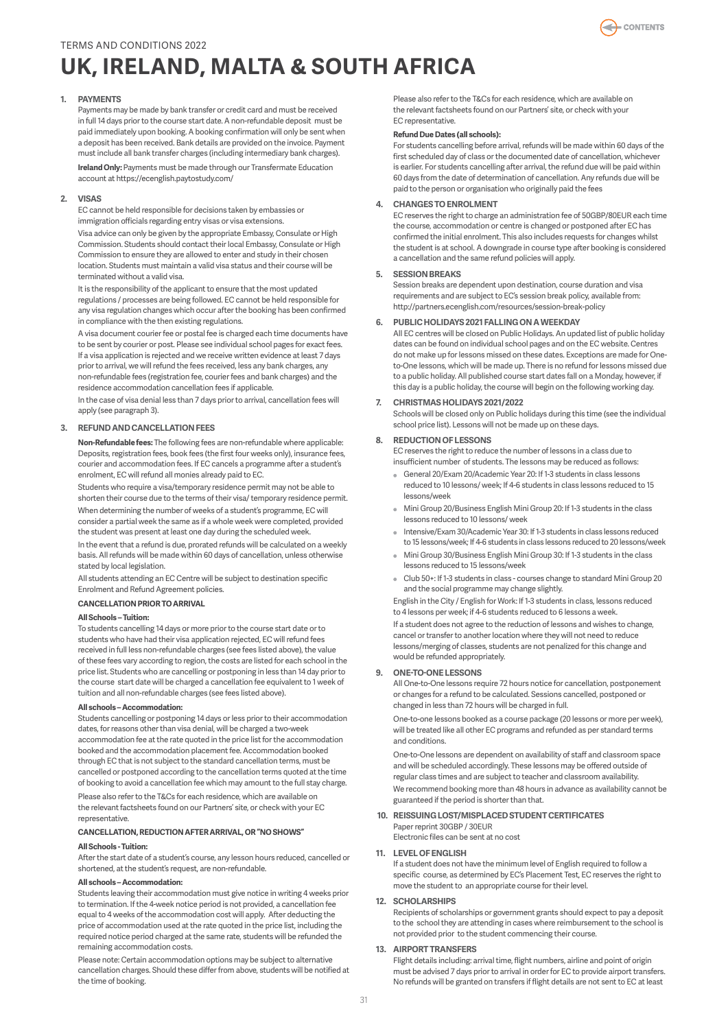TERMS AND CONDITIONS 2022

# UK, IRELAND, MALTA & SOUTH AFRICA

**1. PAYMENTS**

Payments may be made by bank transfer or credit card and must be received in full 14 days prior to the course start date. A non-refundable deposit must be paid immediately upon booking. A booking confirmation will only be sent when a deposit has been received. Bank details are provided on the invoice. Payment must include all bank transfer charges (including intermediary bank charges).

**Ireland Only:** Payments must be made through our Transfermate Education account at https://ecenglish.paytostudy.com/

**2. VISAS**

EC cannot be held responsible for decisions taken by embassies or immigration officials regarding entry visas or visa extensions.

Visa advice can only be given by the appropriate Embassy, Consulate or High Commission. Students should contact their local Embassy, Consulate or High Commission to ensure they are allowed to enter and study in their chosen location. Students must maintain a valid visa status and their course will be terminated without a valid visa.

It is the responsibility of the applicant to ensure that the most updated regulations / processes are being followed. EC cannot be held responsible for any visa regulation changes which occur after the booking has been confirmed in compliance with the then existing regulations.

A visa document courier fee or postal fee is charged each time documents have to be sent by courier or post. Please see individual school pages for exact fees. If a visa application is rejected and we receive written evidence at least 7 days prior to arrival, we will refund the fees received, less any bank charges, any non-refundable fees (registration fee, courier fees and bank charges) and the residence accommodation cancellation fees if applicable.

In the case of visa denial less than 7 days prior to arrival, cancellation fees will apply (see paragraph 3).

**3. REFUND AND CANCELLATION FEES**

**Non-Refundable fees:** The following fees are non-refundable where applicable: Deposits, registration fees, book fees (the first four weeks only), insurance fees, courier and accommodation fees. If EC cancels a programme after a student's enrolment, EC will refund all monies already paid to EC.

Students who require a visa/temporary residence permit may not be able to shorten their course due to the terms of their visa/ temporary residence permit.

When determining the number of weeks of a student's programme, EC will consider a partial week the same as if a whole week were completed, provided the student was present at least one day during the scheduled week.

In the event that a refund is due, prorated refunds will be calculated on a weekly basis. All refunds will be made within 60 days of cancellation, unless otherwise stated by local legislation.

All students attending an EC Centre will be subject to destination specific Enrolment and Refund Agreement policies.

**CANCELLATION PRIOR TO ARRIVAL**

**All Schools – Tuition:**

To students cancelling 14 days or more prior to the course start date or to students who have had their visa application rejected, EC will refund fees received in full less non-refundable charges (see fees listed above), the value of these fees vary according to region, the costs are listed for each school in the price list. Students who are cancelling or postponing in less than 14 day prior to the course start date will be charged a cancellation fee equivalent to 1 week of tuition and all non-refundable charges (see fees listed above).

**All schools – Accommodation:**

Students cancelling or postponing 14 days or less prior to their accommodation dates, for reasons other than visa denial, will be charged a two-week accommodation fee at the rate quoted in the price list for the accommodation booked and the accommodation placement fee. Accommodation booked through EC that is not subject to the standard cancellation terms, must be cancelled or postponed according to the cancellation terms quoted at the time of booking to avoid a cancellation fee which may amount to the full stay charge.

Please also refer to the T&Cs for each residence, which are available on the relevant factsheets found on our Partners' site, or check with your EC representative.

**CANCELLATION, REDUCTION AFTER ARRIVAL, OR "NO SHOWS"**

**All Schools - Tuition:**

After the start date of a student's course, any lesson hours reduced, cancelled or shortened, at the student's request, are non-refundable.

**All schools – Accommodation:**

Students leaving their accommodation must give notice in writing 4 weeks prior to termination. If the 4-week notice period is not provided, a cancellation fee equal to 4 weeks of the accommodation cost will apply. After deducting the price of accommodation used at the rate quoted in the price list, including the required notice period charged at the same rate, students will be refunded the remaining accommodation costs.

Please note: Certain accommodation options may be subject to alternative cancellation charges. Should these differ from above, students will be notified at the time of booking.

Please also refer to the T&Cs for each residence, which are available on the relevant factsheets found on our Partners' site, or check with your EC representative.

**Refund Due Dates (all schools):**

For students cancelling before arrival, refunds will be made within 60 days of the first scheduled day of class or the documented date of cancellation, whichever is earlier. For students cancelling after arrival, the refund due will be paid within 60 days from the date of determination of cancellation. Any refunds due will be paid to the person or organisation who originally paid the fees

**4. CHANGES TO ENROLMENT**

EC reserves the right to charge an administration fee of 50GBP/80EUR each time the course, accommodation or centre is changed or postponed after EC has confirmed the initial enrolment. This also includes requests for changes whilst the student is at school. A downgrade in course type after booking is considered a cancellation and the same refund policies will apply.

**5. SESSION BREAKS**

Session breaks are dependent upon destination, course duration and visa requirements and are subject to EC's session break policy, available from: http://partners.ecenglish.com/resources/session-break-policy

**6. PUBLIC HOLIDAYS 2021 FALLING ON A WEEKDAY**

All EC centres will be closed on Public Holidays. An updated list of public holiday dates can be found on individual school pages and on the EC website. Centres do not make up for lessons missed on these dates. Exceptions are made for One-to-One lessons, which will be made up. There is no refund for lessons missed due to a public holiday. All published course start dates fall on a Monday, however, if this day is a public holiday, the course will begin on the following working day.

**7. CHRISTMAS HOLIDAYS 2021/2022**

Schools will be closed only on Public holidays during this time (see the individual school price list). Lessons will not be made up on these days.

**8. REDUCTION OF LESSONS**

EC reserves the right to reduce the number of lessons in a class due to insufficient number of students. The lessons may be reduced as follows:

- General 20/Exam 20/Academic Year 20: If 1-3 students in class lessons reduced to 10 lessons/ week; If 4-6 students in class lessons reduced to 15 lessons/week
- Mini Group 20/Business English Mini Group 20: If 1-3 students in the class lessons reduced to 10 lessons/ week
- Intensive/Exam 30/Academic Year 30: If 1-3 students in class lessons reduced to 15 lessons/week; If 4-6 students in class lessons reduced to 20 lessons/week
- Mini Group 30/Business English Mini Group 30: If 1-3 students in the class lessons reduced to 15 lessons/week
- Club 50+: If 1-3 students in class - courses change to standard Mini Group 20 and the social programme may change slightly.

English in the City / English for Work: If 1-3 students in class, lessons reduced to 4 lessons per week; if 4-6 students reduced to 6 lessons a week.

If a student does not agree to the reduction of lessons and wishes to change, cancel or transfer to another location where they will not need to reduce lessons/merging of classes, students are not penalized for this change and would be refunded appropriately.

**9. ONE-TO-ONE LESSONS**

All One-to-One lessons require 72 hours notice for cancellation, postponement or changes for a refund to be calculated. Sessions cancelled, postponed or changed in less than 72 hours will be charged in full.

One-to-one lessons booked as a course package (20 lessons or more per week), will be treated like all other EC programs and refunded as per standard terms and conditions.

One-to-One lessons are dependent on availability of staff and classroom space and will be scheduled accordingly. These lessons may be offered outside of regular class times and are subject to teacher and classroom availability.

We recommend booking more than 48 hours in advance as availability cannot be guaranteed if the period is shorter than that.

**10. REISSUING LOST/MISPLACED STUDENT CERTIFICATES**

Paper reprint 30GBP / 30EUR
Electronic files can be sent at no cost

**11. LEVEL OF ENGLISH**

If a student does not have the minimum level of English required to follow a specific course, as determined by EC's Placement Test, EC reserves the right to move the student to an appropriate course for their level.

**12. SCHOLARSHIPS**

Recipients of scholarships or government grants should expect to pay a deposit to the school they are attending in cases where reimbursement to the school is not provided prior to the student commencing their course.

**13. AIRPORT TRANSFERS**

Flight details including: arrival time, flight numbers, airline and point of origin must be advised 7 days prior to arrival in order for EC to provide airport transfers. No refunds will be granted on transfers if flight details are not sent to EC at least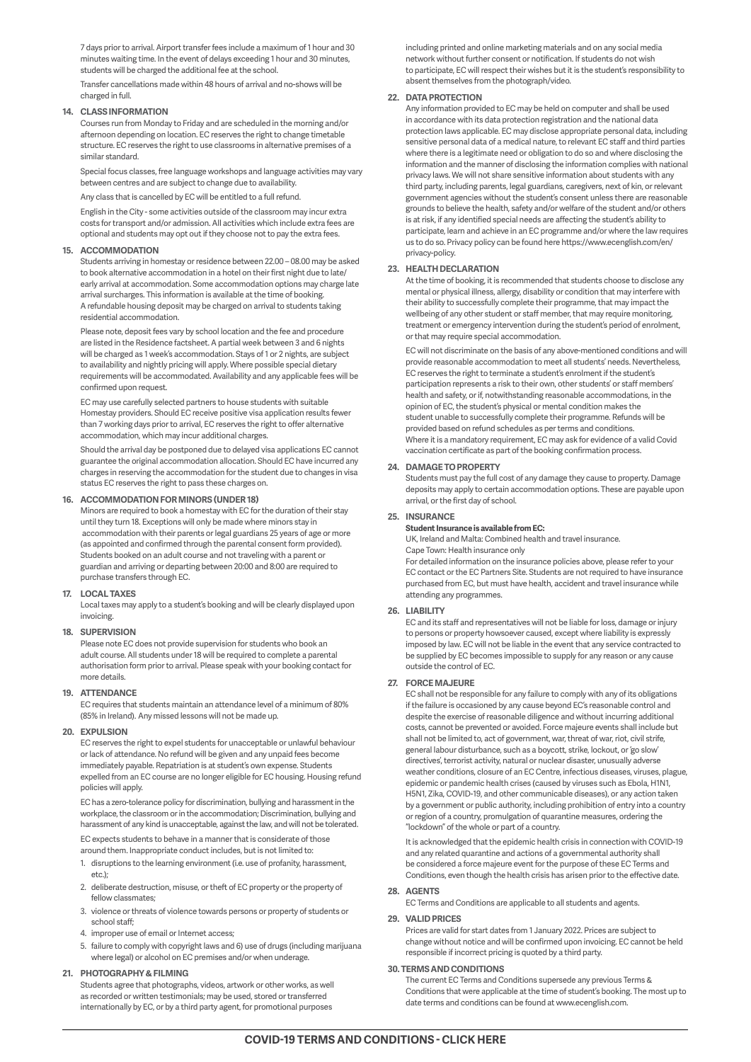7 days prior to arrival. Airport transfer fees include a maximum of 1 hour and 30 minutes waiting time. In the event of delays exceeding 1 hour and 30 minutes, students will be charged the additional fee at the school.

Transfer cancellations made within 48 hours of arrival and no-shows will be charged in full.

**14. CLASS INFORMATION**

Courses run from Monday to Friday and are scheduled in the morning and/or afternoon depending on location. EC reserves the right to change timetable structure. EC reserves the right to use classrooms in alternative premises of a similar standard.

Special focus classes, free language workshops and language activities may vary between centres and are subject to change due to availability.

Any class that is cancelled by EC will be entitled to a full refund.

English in the City - some activities outside of the classroom may incur extra costs for transport and/or admission. All activities which include extra fees are optional and students may opt out if they choose not to pay the extra fees.

**15. ACCOMMODATION**

Students arriving in homestay or residence between 22.00 – 08.00 may be asked to book alternative accommodation in a hotel on their first night due to late/early arrival at accommodation. Some accommodation options may charge late arrival surcharges. This information is available at the time of booking. A refundable housing deposit may be charged on arrival to students taking residential accommodation.

Please note, deposit fees vary by school location and the fee and procedure are listed in the Residence factsheet. A partial week between 3 and 6 nights will be charged as 1 week's accommodation. Stays of 1 or 2 nights, are subject to availability and nightly pricing will apply. Where possible special dietary requirements will be accommodated. Availability and any applicable fees will be confirmed upon request.

EC may use carefully selected partners to house students with suitable Homestay providers. Should EC receive positive visa application results fewer than 7 working days prior to arrival, EC reserves the right to offer alternative accommodation, which may incur additional charges.

Should the arrival day be postponed due to delayed visa applications EC cannot guarantee the original accommodation allocation. Should EC have incurred any charges in reserving the accommodation for the student due to changes in visa status EC reserves the right to pass these charges on.

**16. ACCOMMODATION FOR MINORS (UNDER 18)**

Minors are required to book a homestay with EC for the duration of their stay until they turn 18. Exceptions will only be made where minors stay in accommodation with their parents or legal guardians 25 years of age or more (as appointed and confirmed through the parental consent form provided). Students booked on an adult course and not traveling with a parent or guardian and arriving or departing between 20:00 and 8:00 are required to purchase transfers through EC.

**17. LOCAL TAXES**

Local taxes may apply to a student's booking and will be clearly displayed upon invoicing.

**18. SUPERVISION**

Please note EC does not provide supervision for students who book an adult course. All students under 18 will be required to complete a parental authorisation form prior to arrival. Please speak with your booking contact for more details.

**19. ATTENDANCE**

EC requires that students maintain an attendance level of a minimum of 80% (85% in Ireland). Any missed lessons will not be made up.

**20. EXPULSION**

EC reserves the right to expel students for unacceptable or unlawful behaviour or lack of attendance. No refund will be given and any unpaid fees become immediately payable. Repatriation is at student's own expense. Students expelled from an EC course are no longer eligible for EC housing. Housing refund policies will apply.

EC has a zero-tolerance policy for discrimination, bullying and harassment in the workplace, the classroom or in the accommodation; Discrimination, bullying and harassment of any kind is unacceptable, against the law, and will not be tolerated.

EC expects students to behave in a manner that is considerate of those around them. Inappropriate conduct includes, but is not limited to:

1. disruptions to the learning environment (i.e. use of profanity, harassment, etc.);
2. deliberate destruction, misuse, or theft of EC property or the property of fellow classmates;
3. violence or threats of violence towards persons or property of students or school staff;
4. improper use of email or Internet access;
5. failure to comply with copyright laws and 6) use of drugs (including marijuana where legal) or alcohol on EC premises and/or when underage.

**21. PHOTOGRAPHY & FILMING**

Students agree that photographs, videos, artwork or other works, as well as recorded or written testimonials; may be used, stored or transferred internationally by EC, or by a third party agent, for promotional purposes including printed and online marketing materials and on any social media network without further consent or notification. If students do not wish to participate, EC will respect their wishes but it is the student's responsibility to absent themselves from the photograph/video.

**22. DATA PROTECTION**

Any information provided to EC may be held on computer and shall be used in accordance with its data protection registration and the national data protection laws applicable. EC may disclose appropriate personal data, including sensitive personal data of a medical nature, to relevant EC staff and third parties where there is a legitimate need or obligation to do so and where disclosing the information and the manner of disclosing the information complies with national privacy laws. We will not share sensitive information about students with any third party, including parents, legal guardians, caregivers, next of kin, or relevant government agencies without the student's consent unless there are reasonable grounds to believe the health, safety and/or welfare of the student and/or others is at risk, if any identified special needs are affecting the student's ability to participate, learn and achieve in an EC programme and/or where the law requires us to do so. Privacy policy can be found here https://www.ecenglish.com/en/privacy-policy.

**23. HEALTH DECLARATION**

At the time of booking, it is recommended that students choose to disclose any mental or physical illness, allergy, disability or condition that may interfere with their ability to successfully complete their programme, that may impact the wellbeing of any other student or staff member, that may require monitoring, treatment or emergency intervention during the student's period of enrolment, or that may require special accommodation.

EC will not discriminate on the basis of any above-mentioned conditions and will provide reasonable accommodation to meet all students' needs. Nevertheless, EC reserves the right to terminate a student's enrolment if the student's participation represents a risk to their own, other students' or staff members' health and safety, or if, notwithstanding reasonable accommodations, in the opinion of EC, the student's physical or mental condition makes the student unable to successfully complete their programme. Refunds will be provided based on refund schedules as per terms and conditions. Where it is a mandatory requirement, EC may ask for evidence of a valid Covid vaccination certificate as part of the booking confirmation process.

**24. DAMAGE TO PROPERTY**

Students must pay the full cost of any damage they cause to property. Damage deposits may apply to certain accommodation options. These are payable upon arrival, or the first day of school.

**25. INSURANCE**

**Student Insurance is available from EC:**

UK, Ireland and Malta: Combined health and travel insurance.
Cape Town: Health insurance only

For detailed information on the insurance policies above, please refer to your EC contact or the EC Partners Site. Students are not required to have insurance purchased from EC, but must have health, accident and travel insurance while attending any programmes.

**26. LIABILITY**

EC and its staff and representatives will not be liable for loss, damage or injury to persons or property howsoever caused, except where liability is expressly imposed by law. EC will not be liable in the event that any service contracted to be supplied by EC becomes impossible to supply for any reason or any cause outside the control of EC.

**27. FORCE MAJEURE**

EC shall not be responsible for any failure to comply with any of its obligations if the failure is occasioned by any cause beyond EC's reasonable control and despite the exercise of reasonable diligence and without incurring additional costs, cannot be prevented or avoided. Force majeure events shall include but shall not be limited to, act of government, war, threat of war, riot, civil strife, general labour disturbance, such as a boycott, strike, lockout, or 'go slow' directives', terrorist activity, natural or nuclear disaster, unusually adverse weather conditions, closure of an EC Centre, infectious diseases, viruses, plague, epidemic or pandemic health crises (caused by viruses such as Ebola, H1N1, H5N1, Zika, COVID-19, and other communicable diseases), or any action taken by a government or public authority, including prohibition of entry into a country or region of a country, promulgation of quarantine measures, ordering the "lockdown" of the whole or part of a country.

It is acknowledged that the epidemic health crisis in connection with COVID-19 and any related quarantine and actions of a governmental authority shall be considered a force majeure event for the purpose of these EC Terms and Conditions, even though the health crisis has arisen prior to the effective date.

**28. AGENTS**

EC Terms and Conditions are applicable to all students and agents.

**29. VALID PRICES**

Prices are valid for start dates from 1 January 2022. Prices are subject to change without notice and will be confirmed upon invoicing. EC cannot be held responsible if incorrect pricing is quoted by a third party.

**30. TERMS AND CONDITIONS**

The current EC Terms and Conditions supersede any previous Terms & Conditions that were applicable at the time of student's booking. The most up to date terms and conditions can be found at www.ecenglish.com.

**COVID-19 TERMS AND CONDITIONS - CLICK HERE**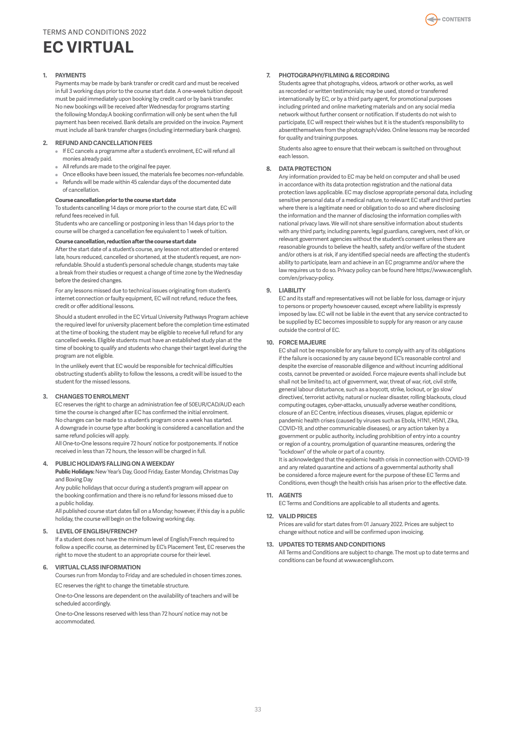TERMS AND CONDITIONS 2022

# EC VIRTUAL

### 1. PAYMENTS

Payments may be made by bank transfer or credit card and must be received in full 3 working days prior to the course start date. A one-week tuition deposit must be paid immediately upon booking by credit card or by bank transfer. No new bookings will be received after Wednesday for programs starting the following Monday.A booking confirmation will only be sent when the full payment has been received. Bank details are provided on the invoice. Payment must include all bank transfer charges (including intermediary bank charges).

### 2. REFUND AND CANCELLATION FEES

- If EC cancels a programme after a student's enrolment, EC will refund all monies already paid.
- All refunds are made to the original fee payer.
- Once eBooks have been issued, the materials fee becomes non-refundable.
- Refunds will be made within 45 calendar days of the documented date of cancellation.

**Course cancellation prior to the course start date**

To students cancelling 14 days or more prior to the course start date, EC will refund fees received in full.

Students who are cancelling or postponing in less than 14 days prior to the course will be charged a cancellation fee equivalent to 1 week of tuition.

**Course cancellation, reduction after the course start date**

After the start date of a student's course, any lesson not attended or entered late, hours reduced, cancelled or shortened, at the student's request, are non-refundable. Should a student's personal schedule change, students may take a break from their studies or request a change of time zone by the Wednesday before the desired changes.

For any lessons missed due to technical issues originating from student's internet connection or faulty equipment, EC will not refund, reduce the fees, credit or offer additional lessons.

Should a student enrolled in the EC Virtual University Pathways Program achieve the required level for university placement before the completion time estimated at the time of booking, the student may be eligible to receive full refund for any cancelled weeks. Eligible students must have an established study plan at the time of booking to qualify and students who change their target level during the program are not eligible.

In the unlikely event that EC would be responsible for technical difficulties obstructing student's ability to follow the lessons, a credit will be issued to the student for the missed lessons.

### 3. CHANGES TO ENROLMENT

EC reserves the right to charge an administration fee of 50EUR/CAD/AUD each time the course is changed after EC has confirmed the initial enrolment. No changes can be made to a student's program once a week has started. A downgrade in course type after booking is considered a cancellation and the same refund policies will apply.

All One-to-One lessons require 72 hours' notice for postponements. If notice received in less than 72 hours, the lesson will be charged in full.

### 4. PUBLIC HOLIDAYS FALLING ON A WEEKDAY

**Public Holidays:** New Year's Day, Good Friday, Easter Monday, Christmas Day and Boxing Day

Any public holidays that occur during a student's program will appear on the booking confirmation and there is no refund for lessons missed due to a public holiday.

All published course start dates fall on a Monday; however, if this day is a public holiday, the course will begin on the following working day.

### 5. LEVEL OF ENGLISH/FRENCH?

If a student does not have the minimum level of English/French required to follow a specific course, as determined by EC's Placement Test, EC reserves the right to move the student to an appropriate course for their level.

### 6. VIRTUAL CLASS INFORMATION

Courses run from Monday to Friday and are scheduled in chosen times zones.

EC reserves the right to change the timetable structure.

One-to-One lessons are dependent on the availability of teachers and will be scheduled accordingly.

One-to-One lessons reserved with less than 72 hours' notice may not be accommodated.

### 7. PHOTOGRAPHY/FILMING & RECORDING

Students agree that photographs, videos, artwork or other works, as well as recorded or written testimonials; may be used, stored or transferred internationally by EC, or by a third party agent, for promotional purposes including printed and online marketing materials and on any social media network without further consent or notification. If students do not wish to participate, EC will respect their wishes but it is the student's responsibility to absentthemselves from the photograph/video. Online lessons may be recorded for quality and training purposes.

Students also agree to ensure that their webcam is switched on throughout each lesson.

### 8. DATA PROTECTION

Any information provided to EC may be held on computer and shall be used in accordance with its data protection registration and the national data protection laws applicable. EC may disclose appropriate personal data, including sensitive personal data of a medical nature, to relevant EC staff and third parties where there is a legitimate need or obligation to do so and where disclosing the information and the manner of disclosing the information complies with national privacy laws. We will not share sensitive information about students with any third party, including parents, legal guardians, caregivers, next of kin, or relevant government agencies without the student's consent unless there are reasonable grounds to believe the health, safety and/or welfare of the student and/or others is at risk, if any identified special needs are affecting the student's ability to participate, learn and achieve in an EC programme and/or where the law requires us to do so. Privacy policy can be found here https://www.ecenglish.com/en/privacy-policy.

### 9. LIABILITY

EC and its staff and representatives will not be liable for loss, damage or injury to persons or property howsoever caused, except where liability is expressly imposed by law. EC will not be liable in the event that any service contracted to be supplied by EC becomes impossible to supply for any reason or any cause outside the control of EC.

### 10. FORCE MAJEURE

EC shall not be responsible for any failure to comply with any of its obligations if the failure is occasioned by any cause beyond EC's reasonable control and despite the exercise of reasonable diligence and without incurring additional costs, cannot be prevented or avoided. Force majeure events shall include but shall not be limited to, act of government, war, threat of war, riot, civil strife, general labour disturbance, such as a boycott, strike, lockout, or 'go slow' directives', terrorist activity, natural or nuclear disaster, rolling blackouts, cloud computing outages, cyber-attacks, unusually adverse weather conditions, closure of an EC Centre, infectious diseases, viruses, plague, epidemic or pandemic health crises (caused by viruses such as Ebola, H1N1, H5N1, Zika, COVID-19, and other communicable diseases), or any action taken by a government or public authority, including prohibition of entry into a country or region of a country, promulgation of quarantine measures, ordering the "lockdown" of the whole or part of a country.

It is acknowledged that the epidemic health crisis in connection with COVID-19 and any related quarantine and actions of a governmental authority shall be considered a force majeure event for the purpose of these EC Terms and Conditions, even though the health crisis has arisen prior to the effective date.

### 11. AGENTS

EC Terms and Conditions are applicable to all students and agents.

### 12. VALID PRICES

Prices are valid for start dates from 01 January 2022. Prices are subject to change without notice and will be confirmed upon invoicing.

### 13. UPDATES TO TERMS AND CONDITIONS

All Terms and Conditions are subject to change. The most up to date terms and conditions can be found at www.ecenglish.com.